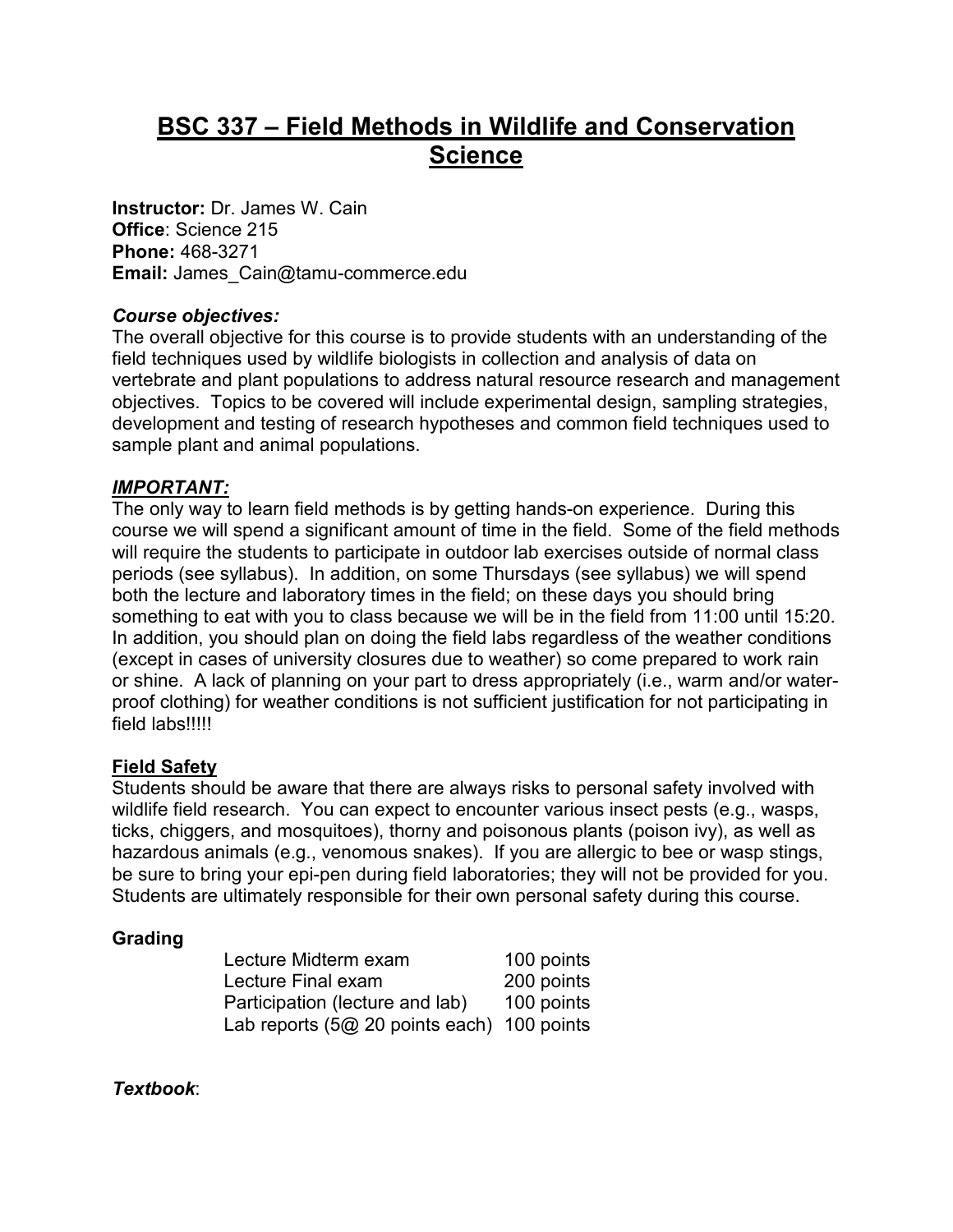# BSC 337 – Field Methods in Wildlife and Conservation Science

**Instructor:** Dr. James W. Cain
**Office**: Science 215
**Phone:** 468-3271
**Email:** James_Cain@tamu-commerce.edu

***Course objectives:***

The overall objective for this course is to provide students with an understanding of the field techniques used by wildlife biologists in collection and analysis of data on vertebrate and plant populations to address natural resource research and management objectives. Topics to be covered will include experimental design, sampling strategies, development and testing of research hypotheses and common field techniques used to sample plant and animal populations.

***IMPORTANT:***

The only way to learn field methods is by getting hands-on experience. During this course we will spend a significant amount of time in the field. Some of the field methods will require the students to participate in outdoor lab exercises outside of normal class periods (see syllabus). In addition, on some Thursdays (see syllabus) we will spend both the lecture and laboratory times in the field; on these days you should bring something to eat with you to class because we will be in the field from 11:00 until 15:20. In addition, you should plan on doing the field labs regardless of the weather conditions (except in cases of university closures due to weather) so come prepared to work rain or shine. A lack of planning on your part to dress appropriately (i.e., warm and/or water-proof clothing) for weather conditions is not sufficient justification for not participating in field labs!!!!!

**Field Safety**

Students should be aware that there are always risks to personal safety involved with wildlife field research. You can expect to encounter various insect pests (e.g., wasps, ticks, chiggers, and mosquitoes), thorny and poisonous plants (poison ivy), as well as hazardous animals (e.g., venomous snakes). If you are allergic to bee or wasp stings, be sure to bring your epi-pen during field laboratories; they will not be provided for you. Students are ultimately responsible for their own personal safety during this course.

**Grading**

| | |
|---|---|
| Lecture Midterm exam | 100 points |
| Lecture Final exam | 200 points |
| Participation (lecture and lab) | 100 points |
| Lab reports (5@ 20 points each) | 100 points |

***Textbook***: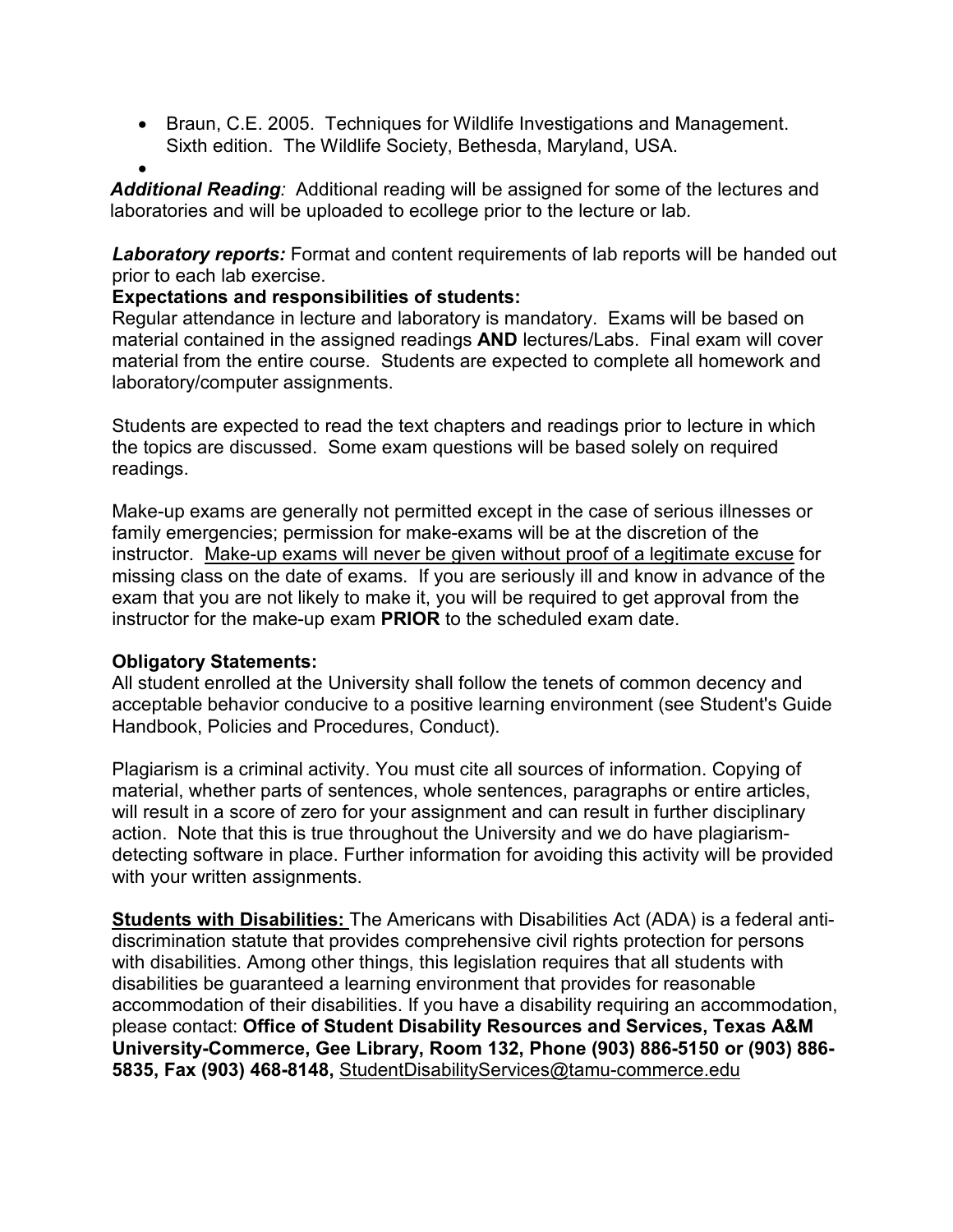- Braun, C.E. 2005. Techniques for Wildlife Investigations and Management. Sixth edition. The Wildlife Society, Bethesda, Maryland, USA.
- 

***Additional Reading**:* Additional reading will be assigned for some of the lectures and laboratories and will be uploaded to ecollege prior to the lecture or lab*.*

***Laboratory reports:*** Format and content requirements of lab reports will be handed out prior to each lab exercise.

**Expectations and responsibilities of students:**

Regular attendance in lecture and laboratory is mandatory. Exams will be based on material contained in the assigned readings **AND** lectures/Labs. Final exam will cover material from the entire course. Students are expected to complete all homework and laboratory/computer assignments.

Students are expected to read the text chapters and readings prior to lecture in which the topics are discussed. Some exam questions will be based solely on required readings.

Make-up exams are generally not permitted except in the case of serious illnesses or family emergencies; permission for make-exams will be at the discretion of the instructor. <u>Make-up exams will never be given without proof of a legitimate excuse</u> for missing class on the date of exams. If you are seriously ill and know in advance of the exam that you are not likely to make it, you will be required to get approval from the instructor for the make-up exam **PRIOR** to the scheduled exam date.

**Obligatory Statements:**

All student enrolled at the University shall follow the tenets of common decency and acceptable behavior conducive to a positive learning environment (see Student's Guide Handbook, Policies and Procedures, Conduct).

Plagiarism is a criminal activity. You must cite all sources of information. Copying of material, whether parts of sentences, whole sentences, paragraphs or entire articles, will result in a score of zero for your assignment and can result in further disciplinary action. Note that this is true throughout the University and we do have plagiarism-detecting software in place. Further information for avoiding this activity will be provided with your written assignments.

<u>**Students with Disabilities:**</u> The Americans with Disabilities Act (ADA) is a federal anti-discrimination statute that provides comprehensive civil rights protection for persons with disabilities. Among other things, this legislation requires that all students with disabilities be guaranteed a learning environment that provides for reasonable accommodation of their disabilities. If you have a disability requiring an accommodation, please contact: **Office of Student Disability Resources and Services, Texas A&M University-Commerce, Gee Library, Room 132, Phone (903) 886-5150 or (903) 886-5835, Fax (903) 468-8148,** <u>StudentDisabilityServices@tamu-commerce.edu</u>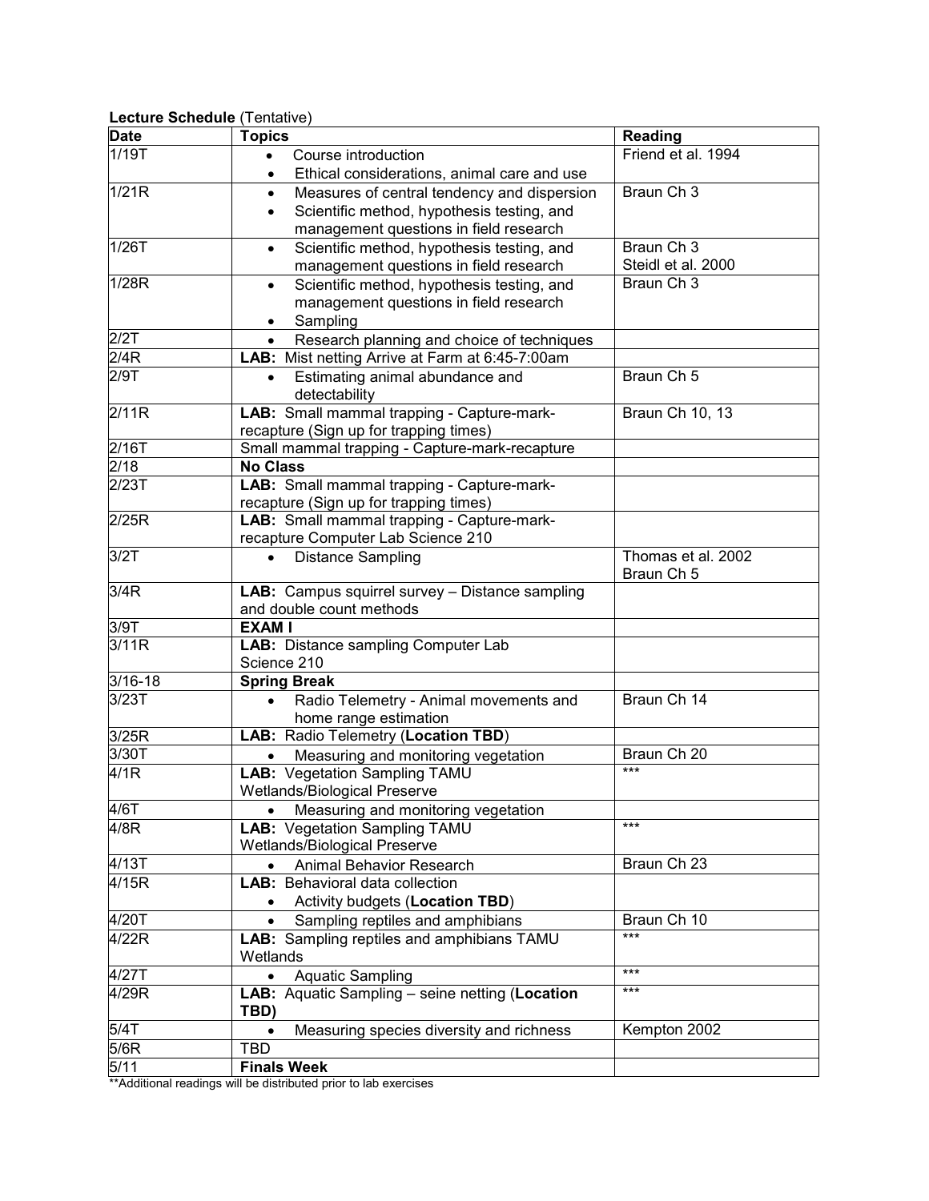**Lecture Schedule** (Tentative)

| Date | Topics | Reading |
|---|---|---|
| 1/19T | • Course introduction<br>• Ethical considerations, animal care and use | Friend et al. 1994 |
| 1/21R | • Measures of central tendency and dispersion<br>• Scientific method, hypothesis testing, and management questions in field research | Braun Ch 3 |
| 1/26T | • Scientific method, hypothesis testing, and management questions in field research | Braun Ch 3<br>Steidl et al. 2000 |
| 1/28R | • Scientific method, hypothesis testing, and management questions in field research<br>• Sampling | Braun Ch 3 |
| 2/2T | • Research planning and choice of techniques | |
| 2/4R | **LAB:** Mist netting Arrive at Farm at 6:45-7:00am | |
| 2/9T | • Estimating animal abundance and detectability | Braun Ch 5 |
| 2/11R | **LAB:** Small mammal trapping - Capture-mark-recapture (Sign up for trapping times) | Braun Ch 10, 13 |
| 2/16T | Small mammal trapping - Capture-mark-recapture | |
| 2/18 | **No Class** | |
| 2/23T | **LAB:** Small mammal trapping - Capture-mark-recapture (Sign up for trapping times) | |
| 2/25R | **LAB:** Small mammal trapping - Capture-mark-recapture Computer Lab Science 210 | |
| 3/2T | • Distance Sampling | Thomas et al. 2002<br>Braun Ch 5 |
| 3/4R | **LAB:** Campus squirrel survey – Distance sampling and double count methods | |
| 3/9T | **EXAM I** | |
| 3/11R | **LAB:** Distance sampling Computer Lab Science 210 | |
| 3/16-18 | **Spring Break** | |
| 3/23T | • Radio Telemetry - Animal movements and home range estimation | Braun Ch 14 |
| 3/25R | **LAB:** Radio Telemetry (**Location TBD**) | |
| 3/30T | • Measuring and monitoring vegetation | Braun Ch 20 |
| 4/1R | **LAB:** Vegetation Sampling TAMU Wetlands/Biological Preserve | *** |
| 4/6T | • Measuring and monitoring vegetation | |
| 4/8R | **LAB:** Vegetation Sampling TAMU Wetlands/Biological Preserve | *** |
| 4/13T | • Animal Behavior Research | Braun Ch 23 |
| 4/15R | **LAB:** Behavioral data collection<br>• Activity budgets (**Location TBD**) | |
| 4/20T | • Sampling reptiles and amphibians | Braun Ch 10 |
| 4/22R | **LAB:** Sampling reptiles and amphibians TAMU Wetlands | *** |
| 4/27T | • Aquatic Sampling | *** |
| 4/29R | **LAB:** Aquatic Sampling – seine netting (**Location TBD)** | *** |
| 5/4T | • Measuring species diversity and richness | Kempton 2002 |
| 5/6R | TBD | |
| 5/11 | **Finals Week** | |

**Additional readings will be distributed prior to lab exercises